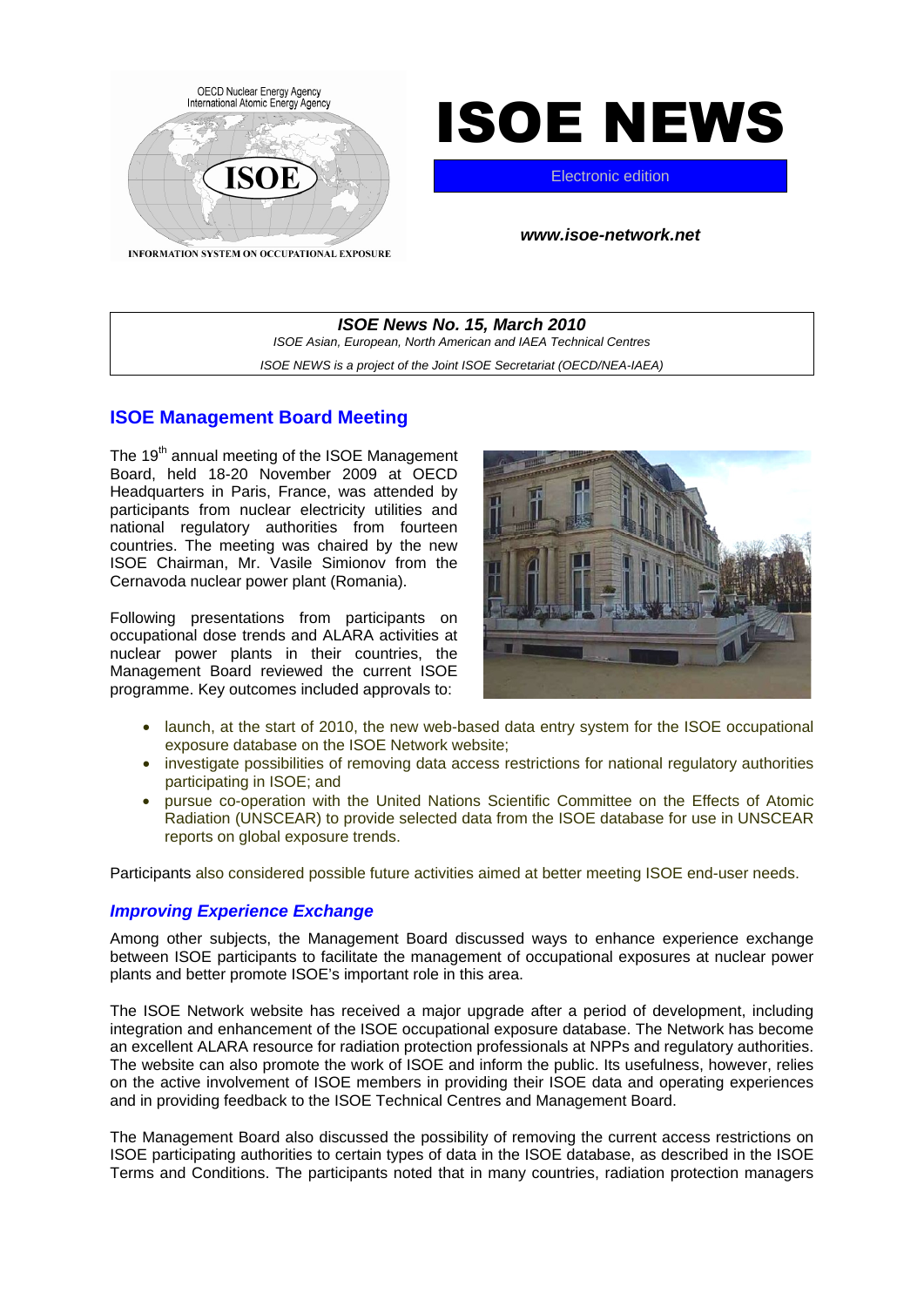OECD Nuclear Energy Agency
International Atomic Energy Agency

ISOE

INFORMATION SYSTEM ON OCCUPATIONAL EXPOSURE

# ISOE NEWS

Electronic edition

***www.isoe-network.net***

***ISOE News No. 15, March 2010***

*ISOE Asian, European, North American and IAEA Technical Centres*

*ISOE NEWS is a project of the Joint ISOE Secretariat (OECD/NEA-IAEA)*

## ISOE Management Board Meeting

The 19th annual meeting of the ISOE Management Board, held 18-20 November 2009 at OECD Headquarters in Paris, France, was attended by participants from nuclear electricity utilities and national regulatory authorities from fourteen countries. The meeting was chaired by the new ISOE Chairman, Mr. Vasile Simionov from the Cernavoda nuclear power plant (Romania).

Following presentations from participants on occupational dose trends and ALARA activities at nuclear power plants in their countries, the Management Board reviewed the current ISOE programme. Key outcomes included approvals to:

- launch, at the start of 2010, the new web-based data entry system for the ISOE occupational exposure database on the ISOE Network website;
- investigate possibilities of removing data access restrictions for national regulatory authorities participating in ISOE; and
- pursue co-operation with the United Nations Scientific Committee on the Effects of Atomic Radiation (UNSCEAR) to provide selected data from the ISOE database for use in UNSCEAR reports on global exposure trends.

Participants also considered possible future activities aimed at better meeting ISOE end-user needs.

### *Improving Experience Exchange*

Among other subjects, the Management Board discussed ways to enhance experience exchange between ISOE participants to facilitate the management of occupational exposures at nuclear power plants and better promote ISOE's important role in this area.

The ISOE Network website has received a major upgrade after a period of development, including integration and enhancement of the ISOE occupational exposure database. The Network has become an excellent ALARA resource for radiation protection professionals at NPPs and regulatory authorities. The website can also promote the work of ISOE and inform the public. Its usefulness, however, relies on the active involvement of ISOE members in providing their ISOE data and operating experiences and in providing feedback to the ISOE Technical Centres and Management Board.

The Management Board also discussed the possibility of removing the current access restrictions on ISOE participating authorities to certain types of data in the ISOE database, as described in the ISOE Terms and Conditions. The participants noted that in many countries, radiation protection managers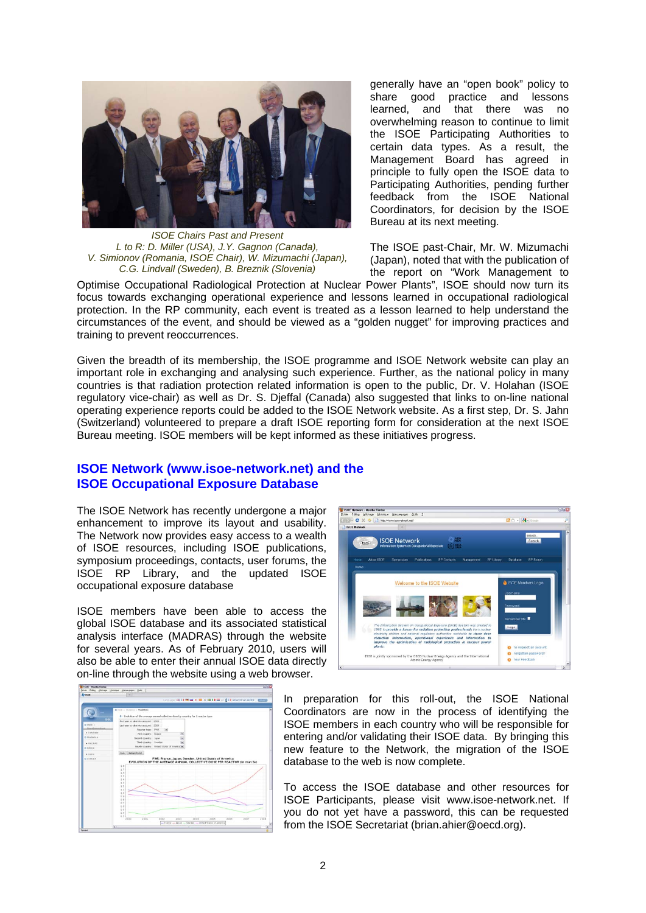*ISOE Chairs Past and Present*
*L to R: D. Miller (USA), J.Y. Gagnon (Canada), V. Simionov (Romania, ISOE Chair), W. Mizumachi (Japan), C.G. Lindvall (Sweden), B. Breznik (Slovenia)*

generally have an "open book" policy to share good practice and lessons learned, and that there was no overwhelming reason to continue to limit the ISOE Participating Authorities to certain data types. As a result, the Management Board has agreed in principle to fully open the ISOE data to Participating Authorities, pending further feedback from the ISOE National Coordinators, for decision by the ISOE Bureau at its next meeting.

The ISOE past-Chair, Mr. W. Mizumachi (Japan), noted that with the publication of the report on "Work Management to Optimise Occupational Radiological Protection at Nuclear Power Plants", ISOE should now turn its focus towards exchanging operational experience and lessons learned in occupational radiological protection. In the RP community, each event is treated as a lesson learned to help understand the circumstances of the event, and should be viewed as a "golden nugget" for improving practices and training to prevent reoccurrences.

Given the breadth of its membership, the ISOE programme and ISOE Network website can play an important role in exchanging and analysing such experience. Further, as the national policy in many countries is that radiation protection related information is open to the public, Dr. V. Holahan (ISOE regulatory vice-chair) as well as Dr. S. Djeffal (Canada) also suggested that links to on-line national operating experience reports could be added to the ISOE Network website. As a first step, Dr. S. Jahn (Switzerland) volunteered to prepare a draft ISOE reporting form for consideration at the next ISOE Bureau meeting. ISOE members will be kept informed as these initiatives progress.

## ISOE Network (www.isoe-network.net) and the ISOE Occupational Exposure Database

The ISOE Network has recently undergone a major enhancement to improve its layout and usability. The Network now provides easy access to a wealth of ISOE resources, including ISOE publications, symposium proceedings, contacts, user forums, the ISOE RP Library, and the updated ISOE occupational exposure database

ISOE members have been able to access the global ISOE database and its associated statistical analysis interface (MADRAS) through the website for several years. As of February 2010, users will also be able to enter their annual ISOE data directly on-line through the website using a web browser.

In preparation for this roll-out, the ISOE National Coordinators are now in the process of identifying the ISOE members in each country who will be responsible for entering and/or validating their ISOE data. By bringing this new feature to the Network, the migration of the ISOE database to the web is now complete.

To access the ISOE database and other resources for ISOE Participants, please visit www.isoe-network.net. If you do not yet have a password, this can be requested from the ISOE Secretariat (brian.ahier@oecd.org).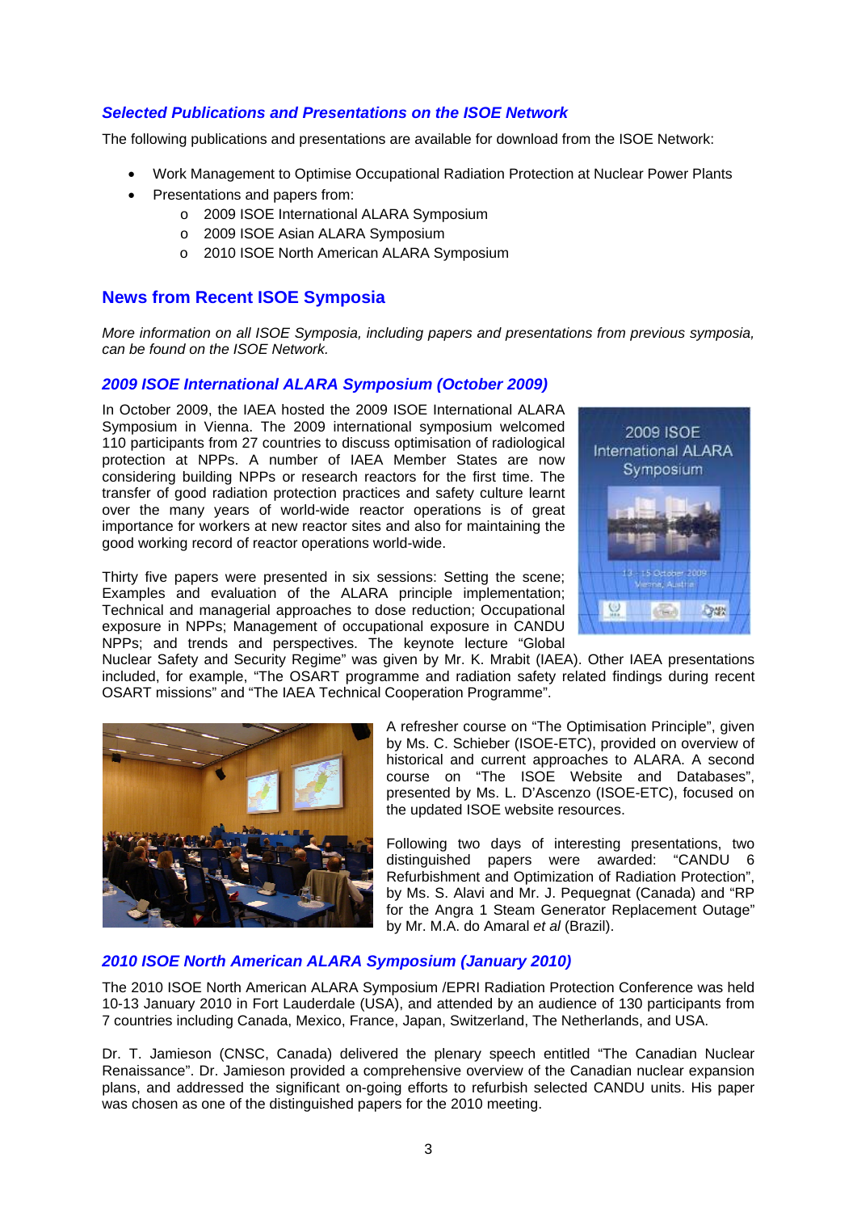### *Selected Publications and Presentations on the ISOE Network*

The following publications and presentations are available for download from the ISOE Network:

- Work Management to Optimise Occupational Radiation Protection at Nuclear Power Plants
- Presentations and papers from:
  - 2009 ISOE International ALARA Symposium
  - 2009 ISOE Asian ALARA Symposium
  - 2010 ISOE North American ALARA Symposium

## News from Recent ISOE Symposia

*More information on all ISOE Symposia, including papers and presentations from previous symposia, can be found on the ISOE Network.*

### *2009 ISOE International ALARA Symposium (October 2009)*

In October 2009, the IAEA hosted the 2009 ISOE International ALARA Symposium in Vienna. The 2009 international symposium welcomed 110 participants from 27 countries to discuss optimisation of radiological protection at NPPs. A number of IAEA Member States are now considering building NPPs or research reactors for the first time. The transfer of good radiation protection practices and safety culture learnt over the many years of world-wide reactor operations is of great importance for workers at new reactor sites and also for maintaining the good working record of reactor operations world-wide.

Thirty five papers were presented in six sessions: Setting the scene; Examples and evaluation of the ALARA principle implementation; Technical and managerial approaches to dose reduction; Occupational exposure in NPPs; Management of occupational exposure in CANDU NPPs; and trends and perspectives. The keynote lecture "Global Nuclear Safety and Security Regime" was given by Mr. K. Mrabit (IAEA). Other IAEA presentations included, for example, "The OSART programme and radiation safety related findings during recent OSART missions" and "The IAEA Technical Cooperation Programme".

A refresher course on "The Optimisation Principle", given by Ms. C. Schieber (ISOE-ETC), provided on overview of historical and current approaches to ALARA. A second course on "The ISOE Website and Databases", presented by Ms. L. D'Ascenzo (ISOE-ETC), focused on the updated ISOE website resources.

Following two days of interesting presentations, two distinguished papers were awarded: "CANDU 6 Refurbishment and Optimization of Radiation Protection", by Ms. S. Alavi and Mr. J. Pequegnat (Canada) and "RP for the Angra 1 Steam Generator Replacement Outage" by Mr. M.A. do Amaral *et al* (Brazil).

### *2010 ISOE North American ALARA Symposium (January 2010)*

The 2010 ISOE North American ALARA Symposium /EPRI Radiation Protection Conference was held 10-13 January 2010 in Fort Lauderdale (USA), and attended by an audience of 130 participants from 7 countries including Canada, Mexico, France, Japan, Switzerland, The Netherlands, and USA.

Dr. T. Jamieson (CNSC, Canada) delivered the plenary speech entitled "The Canadian Nuclear Renaissance". Dr. Jamieson provided a comprehensive overview of the Canadian nuclear expansion plans, and addressed the significant on-going efforts to refurbish selected CANDU units. His paper was chosen as one of the distinguished papers for the 2010 meeting.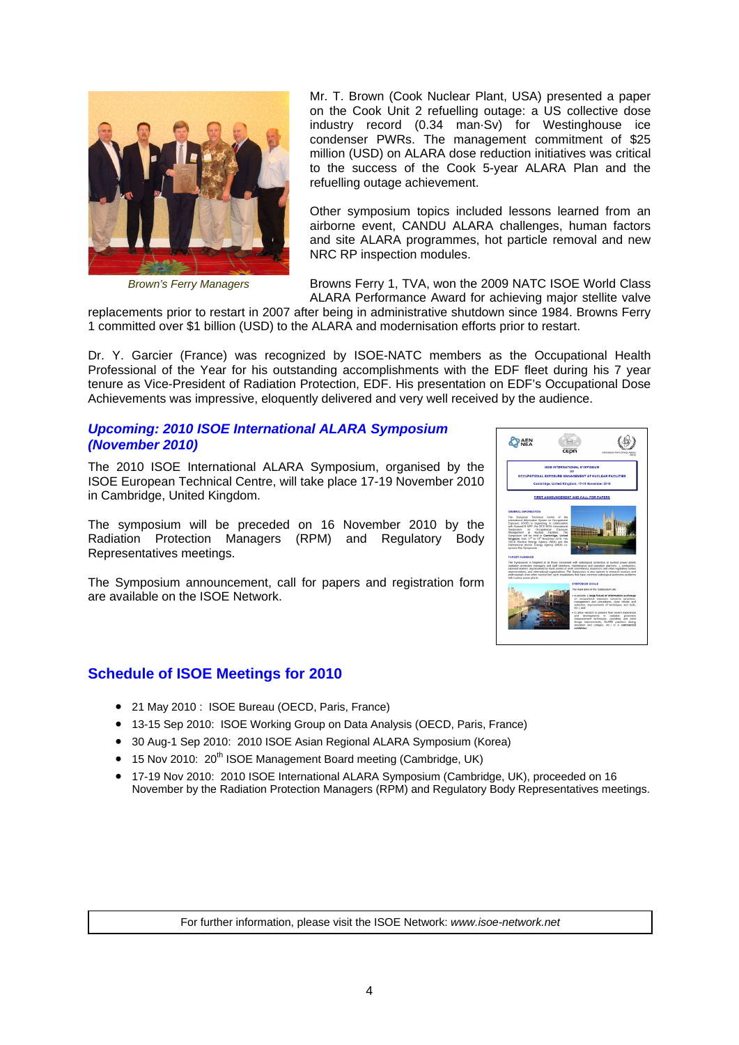Brown's Ferry Managers

Mr. T. Brown (Cook Nuclear Plant, USA) presented a paper on the Cook Unit 2 refuelling outage: a US collective dose industry record (0.34 man·Sv) for Westinghouse ice condenser PWRs. The management commitment of $25 million (USD) on ALARA dose reduction initiatives was critical to the success of the Cook 5-year ALARA Plan and the refuelling outage achievement.

Other symposium topics included lessons learned from an airborne event, CANDU ALARA challenges, human factors and site ALARA programmes, hot particle removal and new NRC RP inspection modules.

Browns Ferry 1, TVA, won the 2009 NATC ISOE World Class ALARA Performance Award for achieving major stellite valve replacements prior to restart in 2007 after being in administrative shutdown since 1984. Browns Ferry 1 committed over $1 billion (USD) to the ALARA and modernisation efforts prior to restart.

Dr. Y. Garcier (France) was recognized by ISOE-NATC members as the Occupational Health Professional of the Year for his outstanding accomplishments with the EDF fleet during his 7 year tenure as Vice-President of Radiation Protection, EDF. His presentation on EDF's Occupational Dose Achievements was impressive, eloquently delivered and very well received by the audience.

### *Upcoming: 2010 ISOE International ALARA Symposium (November 2010)*

The 2010 ISOE International ALARA Symposium, organised by the ISOE European Technical Centre, will take place 17-19 November 2010 in Cambridge, United Kingdom.

The symposium will be preceded on 16 November 2010 by the Radiation Protection Managers (RPM) and Regulatory Body Representatives meetings.

The Symposium announcement, call for papers and registration form are available on the ISOE Network.

## Schedule of ISOE Meetings for 2010

- 21 May 2010 : ISOE Bureau (OECD, Paris, France)
- 13-15 Sep 2010: ISOE Working Group on Data Analysis (OECD, Paris, France)
- 30 Aug-1 Sep 2010: 2010 ISOE Asian Regional ALARA Symposium (Korea)
- 15 Nov 2010: 20th ISOE Management Board meeting (Cambridge, UK)
- 17-19 Nov 2010: 2010 ISOE International ALARA Symposium (Cambridge, UK), proceeded on 16 November by the Radiation Protection Managers (RPM) and Regulatory Body Representatives meetings.

For further information, please visit the ISOE Network: *www.isoe-network.net*